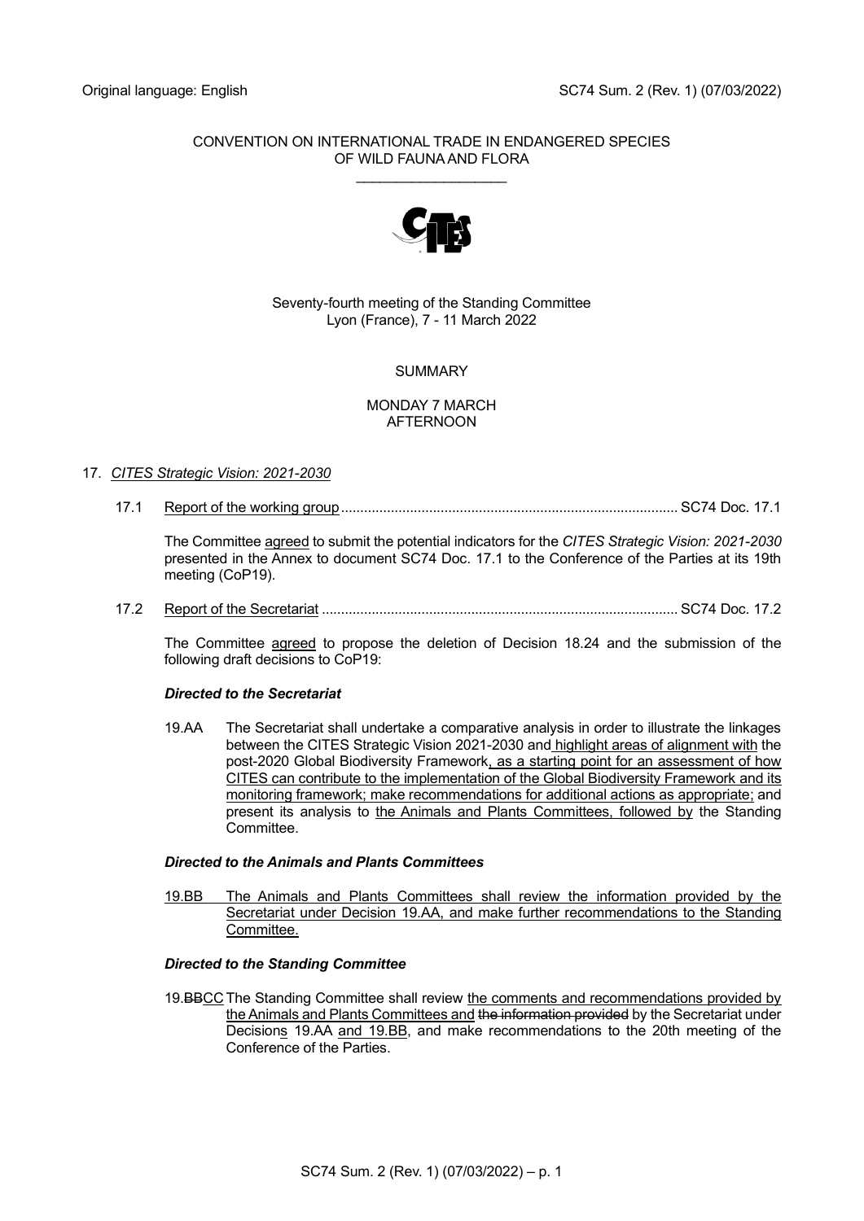Original language: English SC74 Sum. 2 (Rev. 1) (07/03/2022)

CONVENTION ON INTERNATIONAL TRADE IN ENDANGERED SPECIES OF WILD FAUNA AND FLORA

\_\_\_\_\_\_\_\_\_\_\_\_\_\_\_\_\_\_\_

Seventy-fourth meeting of the Standing Committee
Lyon (France), 7 - 11 March 2022

SUMMARY

MONDAY 7 MARCH
AFTERNOON

17. *CITES Strategic Vision: 2021-2030*

   17.1 Report of the working group ........................................................................................ SC74 Doc. 17.1

   The Committee agreed to submit the potential indicators for the *CITES Strategic Vision: 2021-2030* presented in the Annex to document SC74 Doc. 17.1 to the Conference of the Parties at its 19th meeting (CoP19).

   17.2 Report of the Secretariat ............................................................................................ SC74 Doc. 17.2

   The Committee agreed to propose the deletion of Decision 18.24 and the submission of the following draft decisions to CoP19:

   ***Directed to the Secretariat***

   19.AA The Secretariat shall undertake a comparative analysis in order to illustrate the linkages between the CITES Strategic Vision 2021-2030 and highlight areas of alignment with the post-2020 Global Biodiversity Framework, as a starting point for an assessment of how CITES can contribute to the implementation of the Global Biodiversity Framework and its monitoring framework; make recommendations for additional actions as appropriate; and present its analysis to the Animals and Plants Committees, followed by the Standing Committee.

   ***Directed to the Animals and Plants Committees***

   19.BB The Animals and Plants Committees shall review the information provided by the Secretariat under Decision 19.AA, and make further recommendations to the Standing Committee.

   ***Directed to the Standing Committee***

   19.~~BB~~CC The Standing Committee shall review the comments and recommendations provided by the Animals and Plants Committees and ~~the information provided~~ by the Secretariat under Decisions 19.AA and 19.BB, and make recommendations to the 20th meeting of the Conference of the Parties.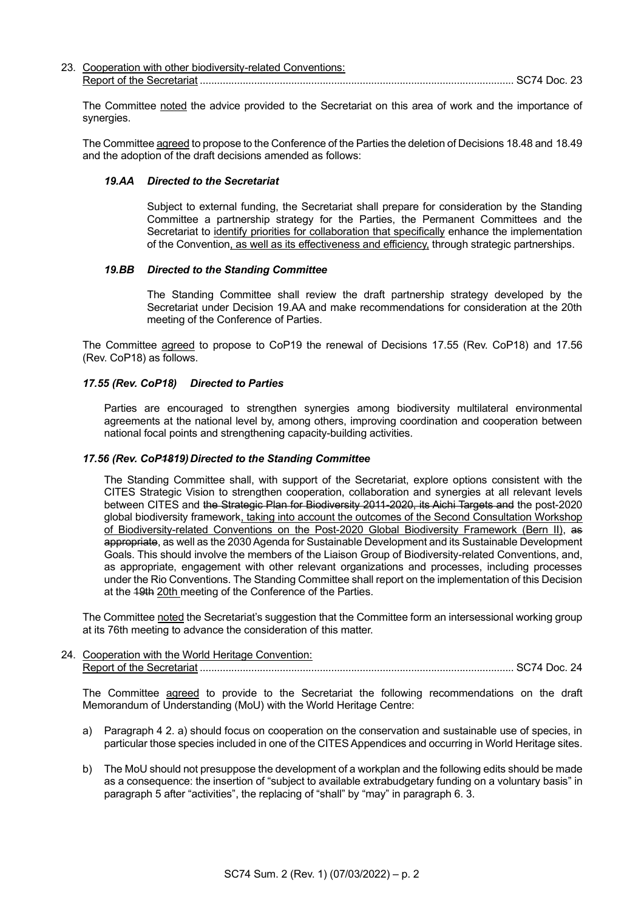23. Cooperation with other biodiversity-related Conventions:
Report of the Secretariat ............................................................................................................. SC74 Doc. 23

The Committee noted the advice provided to the Secretariat on this area of work and the importance of synergies.

The Committee agreed to propose to the Conference of the Parties the deletion of Decisions 18.48 and 18.49 and the adoption of the draft decisions amended as follows:

***19.AA Directed to the Secretariat***

Subject to external funding, the Secretariat shall prepare for consideration by the Standing Committee a partnership strategy for the Parties, the Permanent Committees and the Secretariat to identify priorities for collaboration that specifically enhance the implementation of the Convention, as well as its effectiveness and efficiency, through strategic partnerships.

***19.BB Directed to the Standing Committee***

The Standing Committee shall review the draft partnership strategy developed by the Secretariat under Decision 19.AA and make recommendations for consideration at the 20th meeting of the Conference of Parties.

The Committee agreed to propose to CoP19 the renewal of Decisions 17.55 (Rev. CoP18) and 17.56 (Rev. CoP18) as follows.

***17.55 (Rev. CoP18) Directed to Parties***

Parties are encouraged to strengthen synergies among biodiversity multilateral environmental agreements at the national level by, among others, improving coordination and cooperation between national focal points and strengthening capacity-building activities.

***17.56 (Rev. CoP~~18~~19) Directed to the Standing Committee***

The Standing Committee shall, with support of the Secretariat, explore options consistent with the CITES Strategic Vision to strengthen cooperation, collaboration and synergies at all relevant levels between CITES and ~~the Strategic Plan for Biodiversity 2011-2020, its Aichi Targets and~~ the post-2020 global biodiversity framework, taking into account the outcomes of the Second Consultation Workshop of Biodiversity-related Conventions on the Post-2020 Global Biodiversity Framework (Bern II), ~~as appropriate~~, as well as the 2030 Agenda for Sustainable Development and its Sustainable Development Goals. This should involve the members of the Liaison Group of Biodiversity-related Conventions, and, as appropriate, engagement with other relevant organizations and processes, including processes under the Rio Conventions. The Standing Committee shall report on the implementation of this Decision at the ~~19th~~ 20th meeting of the Conference of the Parties.

The Committee noted the Secretariat's suggestion that the Committee form an intersessional working group at its 76th meeting to advance the consideration of this matter.

24. Cooperation with the World Heritage Convention:
Report of the Secretariat ............................................................................................................. SC74 Doc. 24

The Committee agreed to provide to the Secretariat the following recommendations on the draft Memorandum of Understanding (MoU) with the World Heritage Centre:

a) Paragraph 4 2. a) should focus on cooperation on the conservation and sustainable use of species, in particular those species included in one of the CITES Appendices and occurring in World Heritage sites.

b) The MoU should not presuppose the development of a workplan and the following edits should be made as a consequence: the insertion of "subject to available extrabudgetary funding on a voluntary basis" in paragraph 5 after "activities", the replacing of "shall" by "may" in paragraph 6. 3.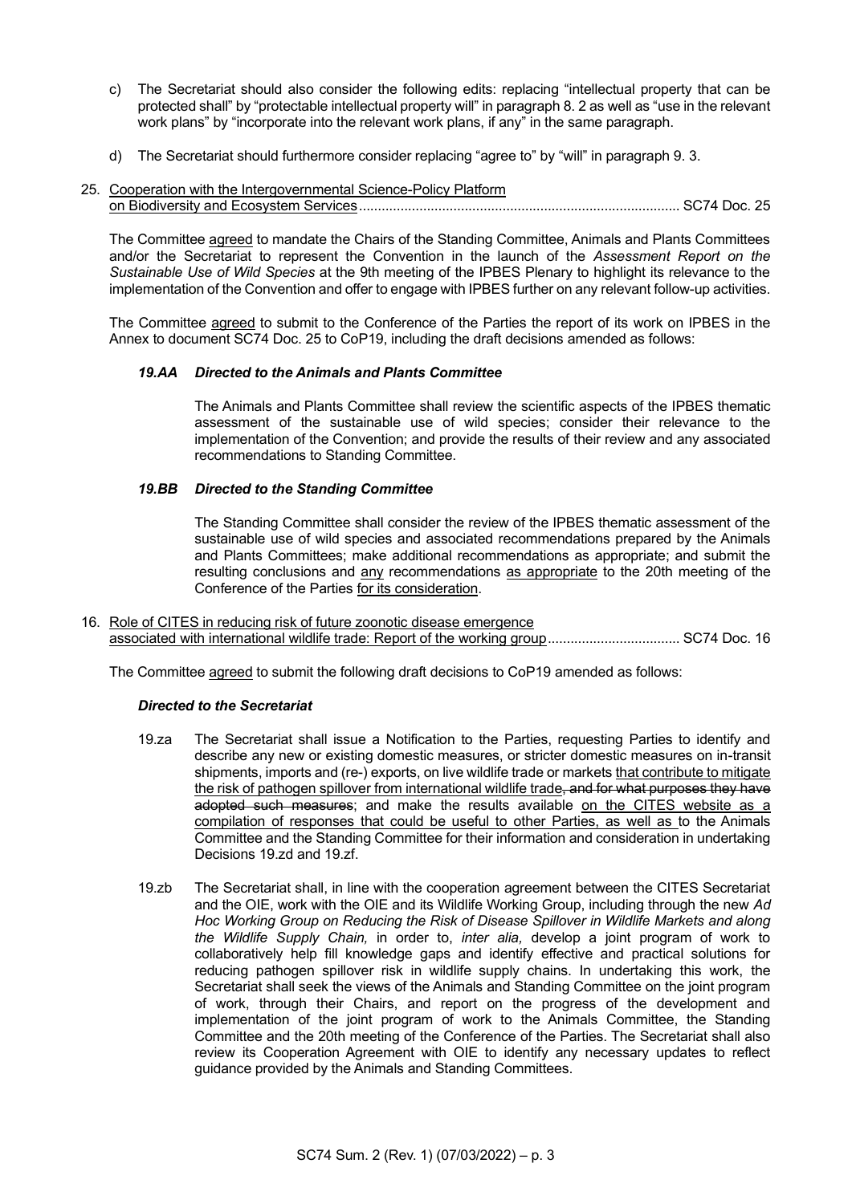c) The Secretariat should also consider the following edits: replacing "intellectual property that can be protected shall" by "protectable intellectual property will" in paragraph 8. 2 as well as "use in the relevant work plans" by "incorporate into the relevant work plans, if any" in the same paragraph.

d) The Secretariat should furthermore consider replacing "agree to" by "will" in paragraph 9. 3.

25. Cooperation with the Intergovernmental Science-Policy Platform on Biodiversity and Ecosystem Services ..................................................................................... SC74 Doc. 25

The Committee agreed to mandate the Chairs of the Standing Committee, Animals and Plants Committees and/or the Secretariat to represent the Convention in the launch of the *Assessment Report on the Sustainable Use of Wild Species* at the 9th meeting of the IPBES Plenary to highlight its relevance to the implementation of the Convention and offer to engage with IPBES further on any relevant follow-up activities.

The Committee agreed to submit to the Conference of the Parties the report of its work on IPBES in the Annex to document SC74 Doc. 25 to CoP19, including the draft decisions amended as follows:

***19.AA Directed to the Animals and Plants Committee***

The Animals and Plants Committee shall review the scientific aspects of the IPBES thematic assessment of the sustainable use of wild species; consider their relevance to the implementation of the Convention; and provide the results of their review and any associated recommendations to Standing Committee.

***19.BB Directed to the Standing Committee***

The Standing Committee shall consider the review of the IPBES thematic assessment of the sustainable use of wild species and associated recommendations prepared by the Animals and Plants Committees; make additional recommendations as appropriate; and submit the resulting conclusions and any recommendations as appropriate to the 20th meeting of the Conference of the Parties for its consideration.

16. Role of CITES in reducing risk of future zoonotic disease emergence associated with international wildlife trade: Report of the working group .................................. SC74 Doc. 16

The Committee agreed to submit the following draft decisions to CoP19 amended as follows:

***Directed to the Secretariat***

19.za The Secretariat shall issue a Notification to the Parties, requesting Parties to identify and describe any new or existing domestic measures, or stricter domestic measures on in-transit shipments, imports and (re-) exports, on live wildlife trade or markets that contribute to mitigate the risk of pathogen spillover from international wildlife trade~~, and for what purposes they have adopted such measures~~; and make the results available on the CITES website as a compilation of responses that could be useful to other Parties, as well as to the Animals Committee and the Standing Committee for their information and consideration in undertaking Decisions 19.zd and 19.zf.

19.zb The Secretariat shall, in line with the cooperation agreement between the CITES Secretariat and the OIE, work with the OIE and its Wildlife Working Group, including through the new *Ad Hoc Working Group on Reducing the Risk of Disease Spillover in Wildlife Markets and along the Wildlife Supply Chain,* in order to, *inter alia,* develop a joint program of work to collaboratively help fill knowledge gaps and identify effective and practical solutions for reducing pathogen spillover risk in wildlife supply chains. In undertaking this work, the Secretariat shall seek the views of the Animals and Standing Committee on the joint program of work, through their Chairs, and report on the progress of the development and implementation of the joint program of work to the Animals Committee, the Standing Committee and the 20th meeting of the Conference of the Parties. The Secretariat shall also review its Cooperation Agreement with OIE to identify any necessary updates to reflect guidance provided by the Animals and Standing Committees.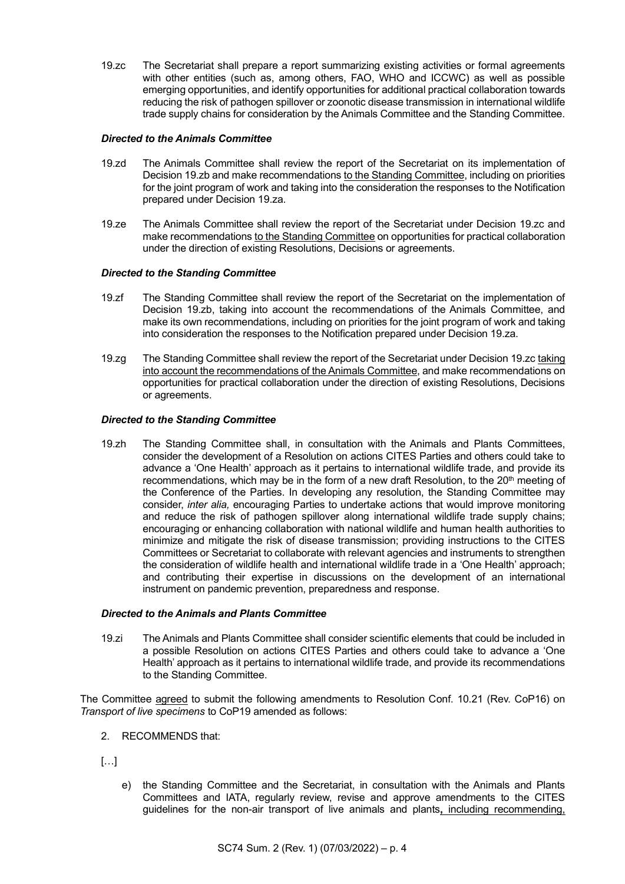19.zc The Secretariat shall prepare a report summarizing existing activities or formal agreements with other entities (such as, among others, FAO, WHO and ICCWC) as well as possible emerging opportunities, and identify opportunities for additional practical collaboration towards reducing the risk of pathogen spillover or zoonotic disease transmission in international wildlife trade supply chains for consideration by the Animals Committee and the Standing Committee.

***Directed to the Animals Committee***

19.zd The Animals Committee shall review the report of the Secretariat on its implementation of Decision 19.zb and make recommendations <u>to the Standing Committee</u>, including on priorities for the joint program of work and taking into the consideration the responses to the Notification prepared under Decision 19.za.

19.ze The Animals Committee shall review the report of the Secretariat under Decision 19.zc and make recommendations <u>to the Standing Committee</u> on opportunities for practical collaboration under the direction of existing Resolutions, Decisions or agreements.

***Directed to the Standing Committee***

19.zf The Standing Committee shall review the report of the Secretariat on the implementation of Decision 19.zb, taking into account the recommendations of the Animals Committee, and make its own recommendations, including on priorities for the joint program of work and taking into consideration the responses to the Notification prepared under Decision 19.za.

19.zg The Standing Committee shall review the report of the Secretariat under Decision 19.zc <u>taking into account the recommendations of the Animals Committee</u>, and make recommendations on opportunities for practical collaboration under the direction of existing Resolutions, Decisions or agreements.

***Directed to the Standing Committee***

19.zh The Standing Committee shall, in consultation with the Animals and Plants Committees, consider the development of a Resolution on actions CITES Parties and others could take to advance a 'One Health' approach as it pertains to international wildlife trade, and provide its recommendations, which may be in the form of a new draft Resolution, to the 20th meeting of the Conference of the Parties. In developing any resolution, the Standing Committee may consider, *inter alia,* encouraging Parties to undertake actions that would improve monitoring and reduce the risk of pathogen spillover along international wildlife trade supply chains; encouraging or enhancing collaboration with national wildlife and human health authorities to minimize and mitigate the risk of disease transmission; providing instructions to the CITES Committees or Secretariat to collaborate with relevant agencies and instruments to strengthen the consideration of wildlife health and international wildlife trade in a 'One Health' approach; and contributing their expertise in discussions on the development of an international instrument on pandemic prevention, preparedness and response.

***Directed to the Animals and Plants Committee***

19.zi The Animals and Plants Committee shall consider scientific elements that could be included in a possible Resolution on actions CITES Parties and others could take to advance a 'One Health' approach as it pertains to international wildlife trade, and provide its recommendations to the Standing Committee.

The Committee <u>agreed</u> to submit the following amendments to Resolution Conf. 10.21 (Rev. CoP16) on *Transport of live specimens* to CoP19 amended as follows:

2. RECOMMENDS that:

[…]

e) the Standing Committee and the Secretariat, in consultation with the Animals and Plants Committees and IATA, regularly review, revise and approve amendments to the CITES guidelines for the non-air transport of live animals and plants<u>, including recommending,</u>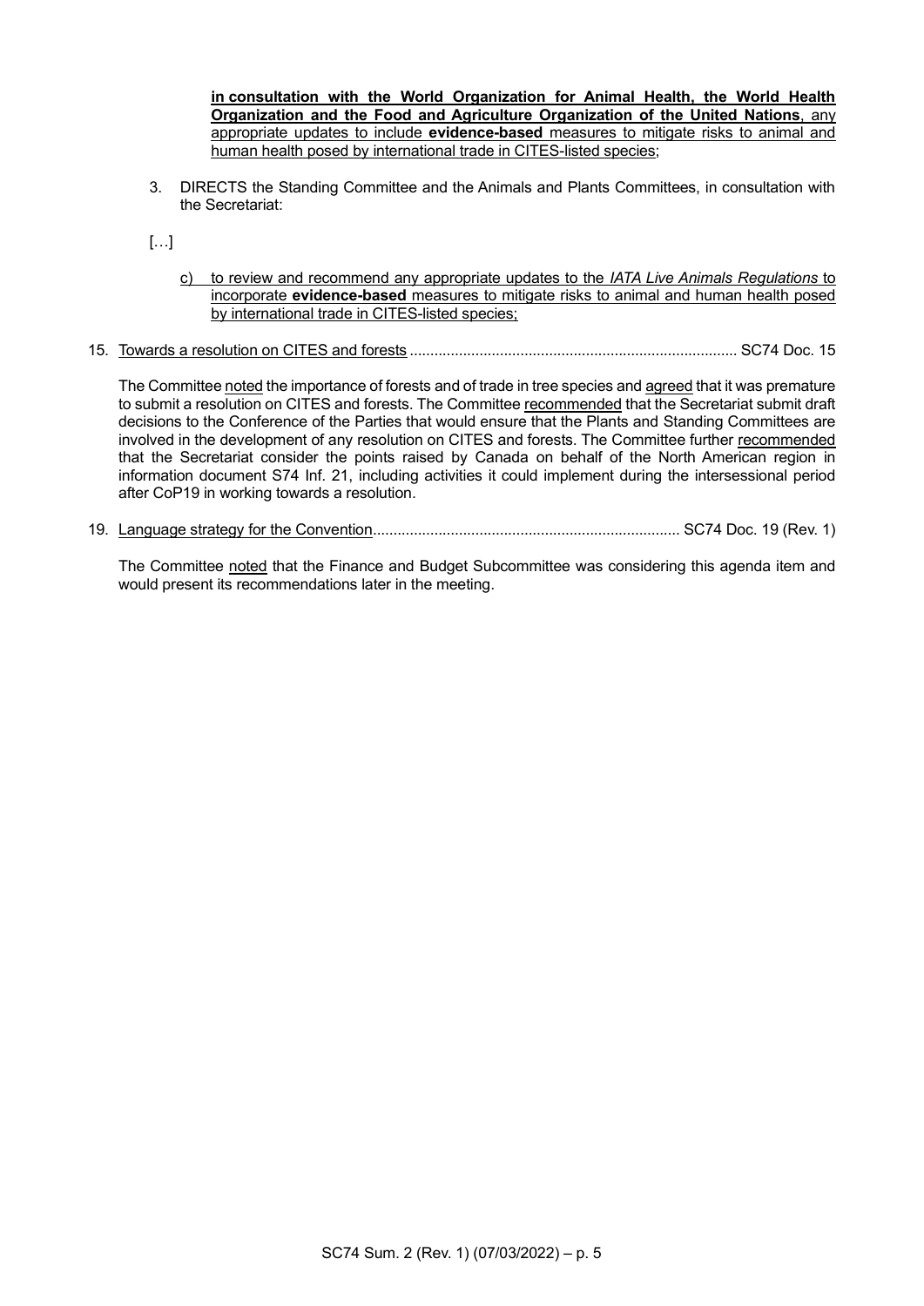**in consultation with the World Organization for Animal Health, the World Health Organization and the Food and Agriculture Organization of the United Nations**, any appropriate updates to include **evidence-based** measures to mitigate risks to animal and human health posed by international trade in CITES-listed species;

3. DIRECTS the Standing Committee and the Animals and Plants Committees, in consultation with the Secretariat:

[…]

c) to review and recommend any appropriate updates to the *IATA Live Animals Regulations* to incorporate **evidence-based** measures to mitigate risks to animal and human health posed by international trade in CITES-listed species;

15. Towards a resolution on CITES and forests ............................................................................... SC74 Doc. 15

The Committee noted the importance of forests and of trade in tree species and agreed that it was premature to submit a resolution on CITES and forests. The Committee recommended that the Secretariat submit draft decisions to the Conference of the Parties that would ensure that the Plants and Standing Committees are involved in the development of any resolution on CITES and forests. The Committee further recommended that the Secretariat consider the points raised by Canada on behalf of the North American region in information document S74 Inf. 21, including activities it could implement during the intersessional period after CoP19 in working towards a resolution.

19. Language strategy for the Convention.......................................................................... SC74 Doc. 19 (Rev. 1)

The Committee noted that the Finance and Budget Subcommittee was considering this agenda item and would present its recommendations later in the meeting.